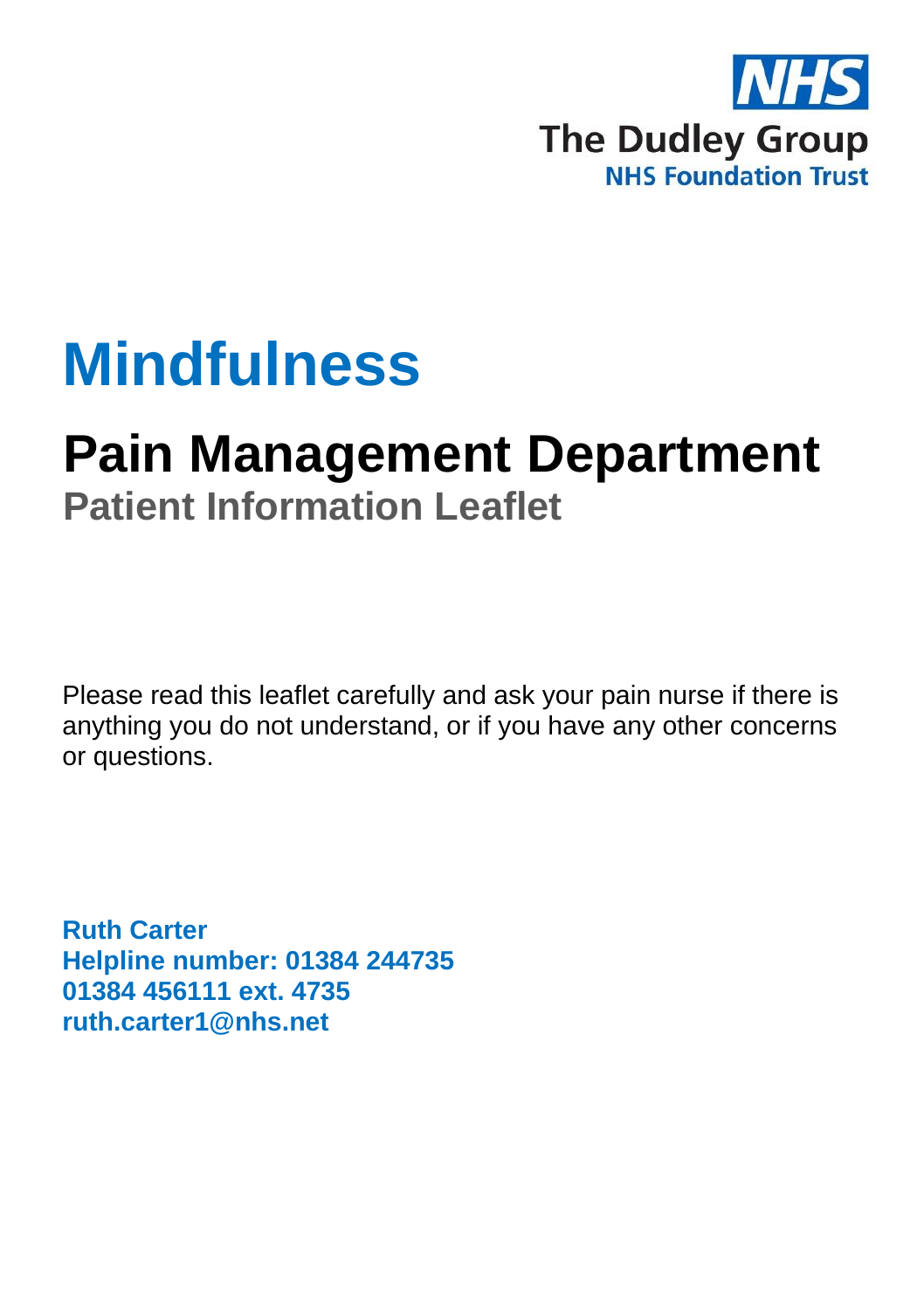NHS

The Dudley Group

NHS Foundation Trust

# Mindfulness

## Pain Management Department

### Patient Information Leaflet

Please read this leaflet carefully and ask your pain nurse if there is anything you do not understand, or if you have any other concerns or questions.

**Ruth Carter**
**Helpline number: 01384 244735**
**01384 456111 ext. 4735**
**ruth.carter1@nhs.net**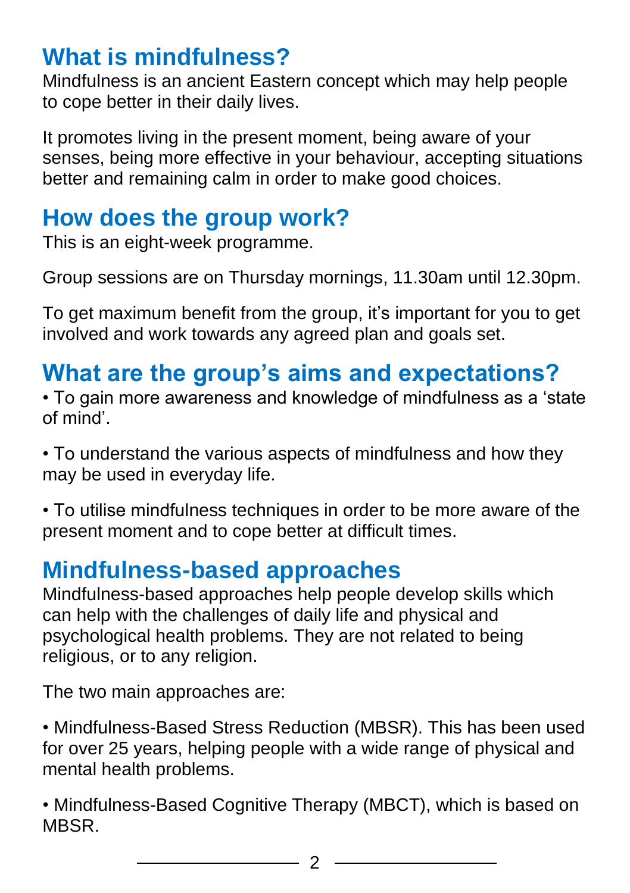## What is mindfulness?

Mindfulness is an ancient Eastern concept which may help people to cope better in their daily lives.

It promotes living in the present moment, being aware of your senses, being more effective in your behaviour, accepting situations better and remaining calm in order to make good choices.

## How does the group work?

This is an eight-week programme.

Group sessions are on Thursday mornings, 11.30am until 12.30pm.

To get maximum benefit from the group, it's important for you to get involved and work towards any agreed plan and goals set.

## What are the group's aims and expectations?

- To gain more awareness and knowledge of mindfulness as a 'state of mind'.
- To understand the various aspects of mindfulness and how they may be used in everyday life.
- To utilise mindfulness techniques in order to be more aware of the present moment and to cope better at difficult times.

## Mindfulness-based approaches

Mindfulness-based approaches help people develop skills which can help with the challenges of daily life and physical and psychological health problems. They are not related to being religious, or to any religion.

The two main approaches are:

- Mindfulness-Based Stress Reduction (MBSR). This has been used for over 25 years, helping people with a wide range of physical and mental health problems.
- Mindfulness-Based Cognitive Therapy (MBCT), which is based on MBSR.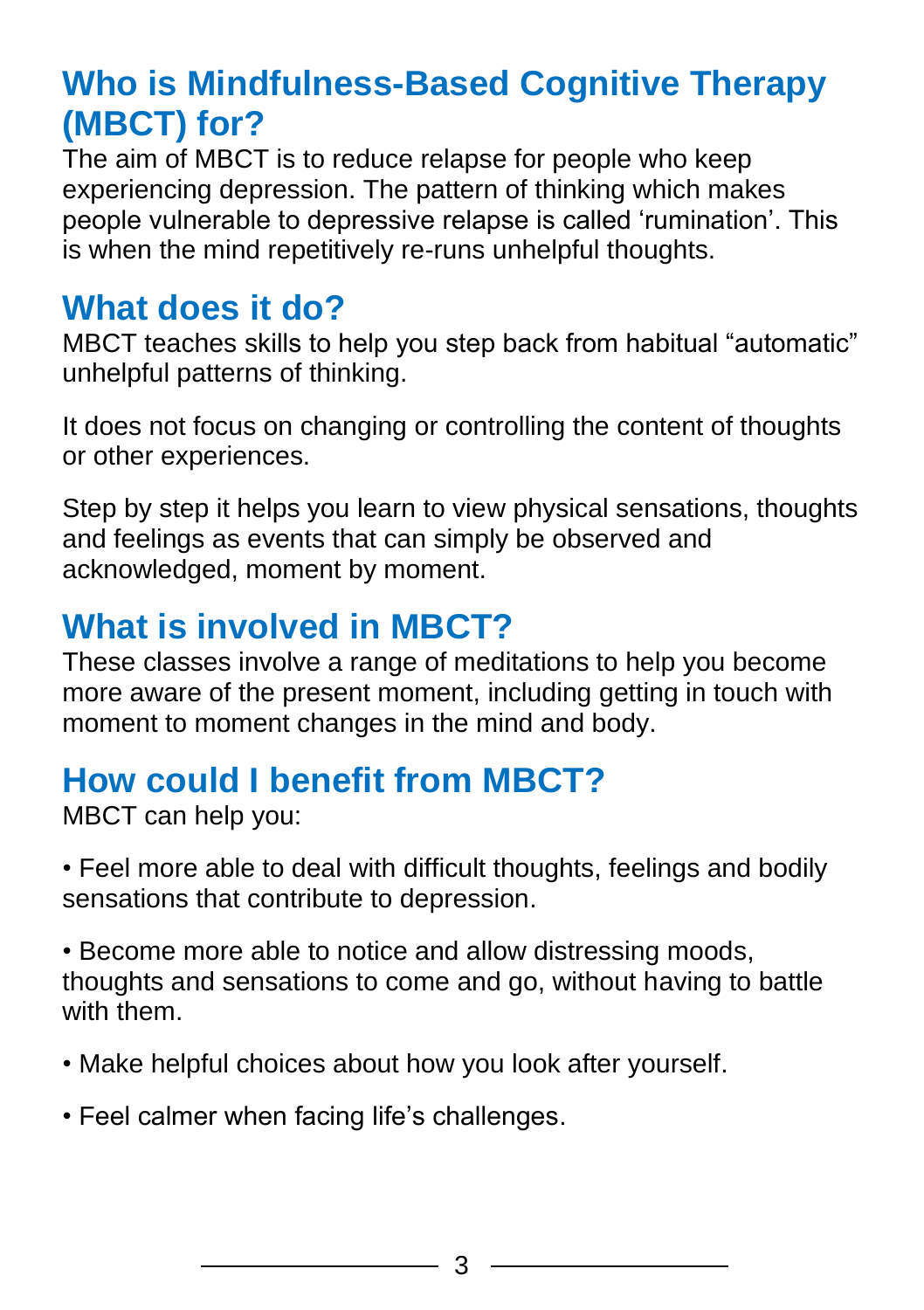## Who is Mindfulness-Based Cognitive Therapy (MBCT) for?

The aim of MBCT is to reduce relapse for people who keep experiencing depression. The pattern of thinking which makes people vulnerable to depressive relapse is called 'rumination'. This is when the mind repetitively re-runs unhelpful thoughts.

## What does it do?

MBCT teaches skills to help you step back from habitual "automatic" unhelpful patterns of thinking.

It does not focus on changing or controlling the content of thoughts or other experiences.

Step by step it helps you learn to view physical sensations, thoughts and feelings as events that can simply be observed and acknowledged, moment by moment.

## What is involved in MBCT?

These classes involve a range of meditations to help you become more aware of the present moment, including getting in touch with moment to moment changes in the mind and body.

## How could I benefit from MBCT?

MBCT can help you:

- Feel more able to deal with difficult thoughts, feelings and bodily sensations that contribute to depression.
- Become more able to notice and allow distressing moods, thoughts and sensations to come and go, without having to battle with them.
- Make helpful choices about how you look after yourself.
- Feel calmer when facing life's challenges.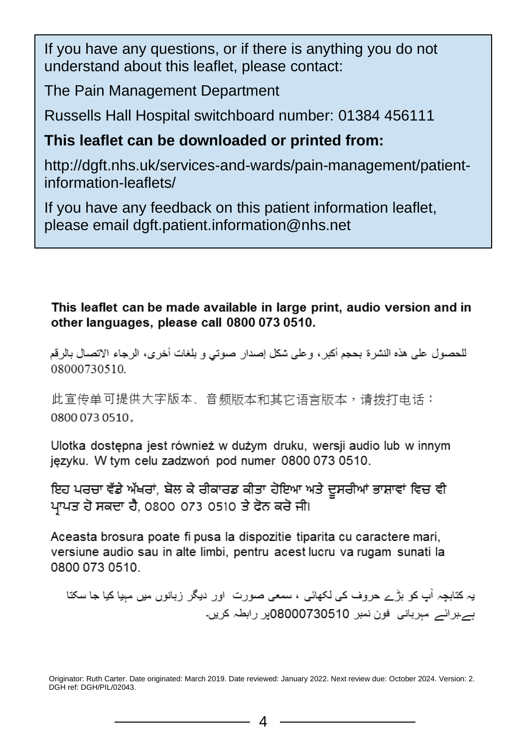If you have any questions, or if there is anything you do not understand about this leaflet, please contact:

The Pain Management Department

Russells Hall Hospital switchboard number: 01384 456111

**This leaflet can be downloaded or printed from:**

http://dgft.nhs.uk/services-and-wards/pain-management/patient-information-leaflets/

If you have any feedback on this patient information leaflet, please email dgft.patient.information@nhs.net

**This leaflet can be made available in large print, audio version and in other languages, please call 0800 073 0510.**

للحصول على هذه النشرة بحجم أكبر، وعلى شكل إصدار صوتي و بلغات أخرى، الرجاء الاتصال بالرقم 08000730510.

此宣传单可提供大字版本、音频版本和其它语言版本，请拨打电话：0800 073 0510。

Ulotka dostępna jest również w dużym druku, wersji audio lub w innym języku. W tym celu zadzwoń pod numer 0800 073 0510.

ਇਹ ਪਰਚਾ ਵੱਡੇ ਅੱਖਰਾਂ, ਬੋਲ ਕੇ ਰੀਕਾਰਡ ਕੀਤਾ ਹੋਇਆ ਅਤੇ ਦੂਸਰੀਆਂ ਭਾਸ਼ਾਵਾਂ ਵਿਚ ਵੀ ਪ੍ਰਾਪਤ ਹੋ ਸਕਦਾ ਹੈ, 0800 073 0510 ਤੇ ਫੋਨ ਕਰੋ ਜੀ।

Aceasta brosura poate fi pusa la dispozitie tiparita cu caractere mari, versiune audio sau in alte limbi, pentru acest lucru va rugam sunati la 0800 073 0510.

یہ کتابچہ آپ کو بڑے حروف کی لکھائی ، سمعی صورت اور دیگر زبانوں میں مہیا کیا جا سکتا ہے۔برائے مہربانی فون نمبر 08000730510پر رابطہ کریں۔

Originator: Ruth Carter. Date originated: March 2019. Date reviewed: January 2022. Next review due: October 2024. Version: 2. DGH ref: DGH/PIL/02043.